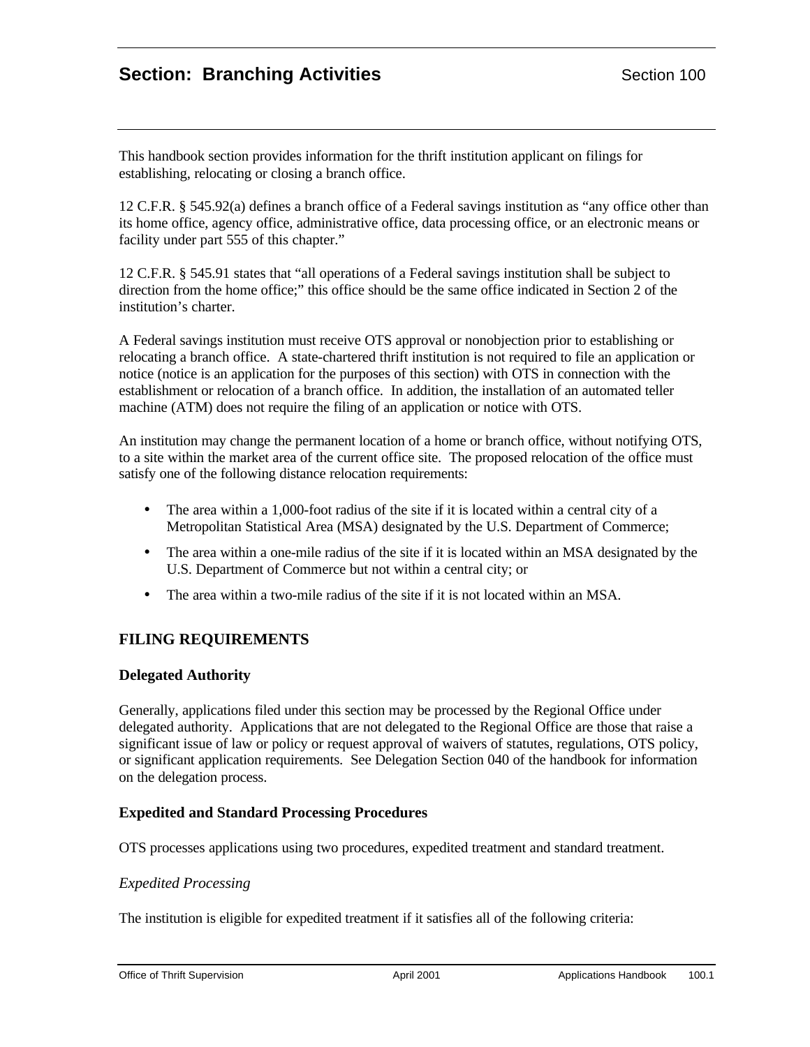# Section: Branching Activities

Section 100

This handbook section provides information for the thrift institution applicant on filings for establishing, relocating or closing a branch office.

12 C.F.R. § 545.92(a) defines a branch office of a Federal savings institution as "any office other than its home office, agency office, administrative office, data processing office, or an electronic means or facility under part 555 of this chapter."

12 C.F.R. § 545.91 states that "all operations of a Federal savings institution shall be subject to direction from the home office;" this office should be the same office indicated in Section 2 of the institution's charter.

A Federal savings institution must receive OTS approval or nonobjection prior to establishing or relocating a branch office. A state-chartered thrift institution is not required to file an application or notice (notice is an application for the purposes of this section) with OTS in connection with the establishment or relocation of a branch office. In addition, the installation of an automated teller machine (ATM) does not require the filing of an application or notice with OTS.

An institution may change the permanent location of a home or branch office, without notifying OTS, to a site within the market area of the current office site. The proposed relocation of the office must satisfy one of the following distance relocation requirements:

- The area within a 1,000-foot radius of the site if it is located within a central city of a Metropolitan Statistical Area (MSA) designated by the U.S. Department of Commerce;
- The area within a one-mile radius of the site if it is located within an MSA designated by the U.S. Department of Commerce but not within a central city; or
- The area within a two-mile radius of the site if it is not located within an MSA.

## FILING REQUIREMENTS

### Delegated Authority

Generally, applications filed under this section may be processed by the Regional Office under delegated authority. Applications that are not delegated to the Regional Office are those that raise a significant issue of law or policy or request approval of waivers of statutes, regulations, OTS policy, or significant application requirements. See Delegation Section 040 of the handbook for information on the delegation process.

### Expedited and Standard Processing Procedures

OTS processes applications using two procedures, expedited treatment and standard treatment.

*Expedited Processing*

The institution is eligible for expedited treatment if it satisfies all of the following criteria: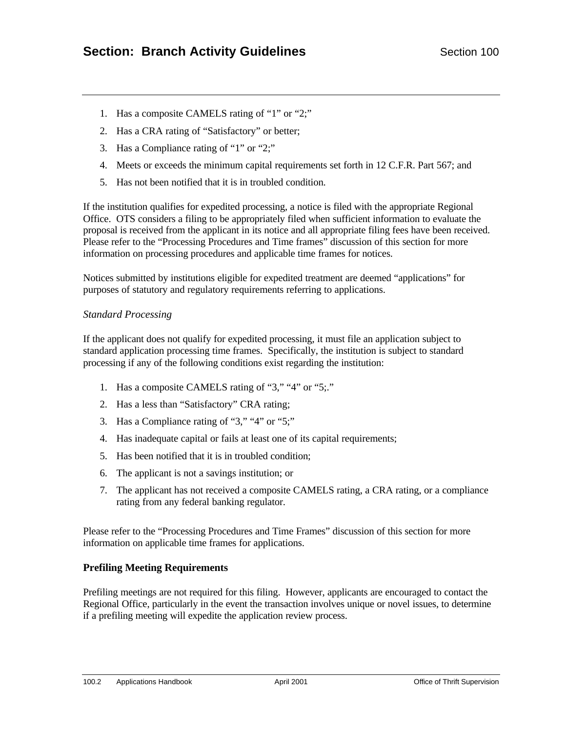1. Has a composite CAMELS rating of "1" or "2;"
2. Has a CRA rating of "Satisfactory" or better;
3. Has a Compliance rating of "1" or "2;"
4. Meets or exceeds the minimum capital requirements set forth in 12 C.F.R. Part 567; and
5. Has not been notified that it is in troubled condition.

If the institution qualifies for expedited processing, a notice is filed with the appropriate Regional Office. OTS considers a filing to be appropriately filed when sufficient information to evaluate the proposal is received from the applicant in its notice and all appropriate filing fees have been received. Please refer to the "Processing Procedures and Time frames" discussion of this section for more information on processing procedures and applicable time frames for notices.

Notices submitted by institutions eligible for expedited treatment are deemed "applications" for purposes of statutory and regulatory requirements referring to applications.

*Standard Processing*

If the applicant does not qualify for expedited processing, it must file an application subject to standard application processing time frames. Specifically, the institution is subject to standard processing if any of the following conditions exist regarding the institution:

1. Has a composite CAMELS rating of "3," "4" or "5;."
2. Has a less than "Satisfactory" CRA rating;
3. Has a Compliance rating of "3," "4" or "5;"
4. Has inadequate capital or fails at least one of its capital requirements;
5. Has been notified that it is in troubled condition;
6. The applicant is not a savings institution; or
7. The applicant has not received a composite CAMELS rating, a CRA rating, or a compliance rating from any federal banking regulator.

Please refer to the "Processing Procedures and Time Frames" discussion of this section for more information on applicable time frames for applications.

**Prefiling Meeting Requirements**

Prefiling meetings are not required for this filing. However, applicants are encouraged to contact the Regional Office, particularly in the event the transaction involves unique or novel issues, to determine if a prefiling meeting will expedite the application review process.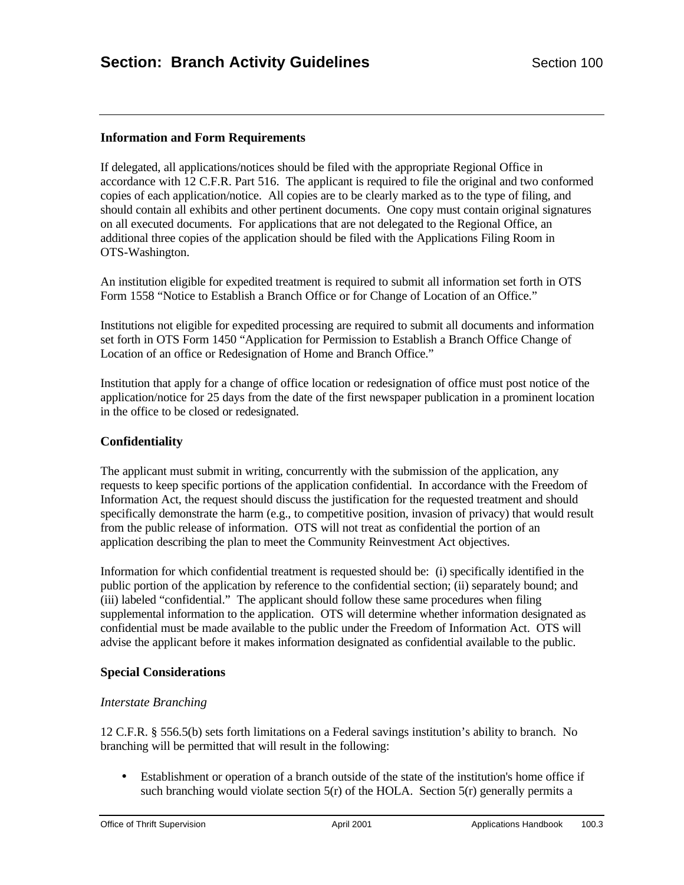### Information and Form Requirements

If delegated, all applications/notices should be filed with the appropriate Regional Office in accordance with 12 C.F.R. Part 516. The applicant is required to file the original and two conformed copies of each application/notice. All copies are to be clearly marked as to the type of filing, and should contain all exhibits and other pertinent documents. One copy must contain original signatures on all executed documents. For applications that are not delegated to the Regional Office, an additional three copies of the application should be filed with the Applications Filing Room in OTS-Washington.

An institution eligible for expedited treatment is required to submit all information set forth in OTS Form 1558 "Notice to Establish a Branch Office or for Change of Location of an Office."

Institutions not eligible for expedited processing are required to submit all documents and information set forth in OTS Form 1450 "Application for Permission to Establish a Branch Office Change of Location of an office or Redesignation of Home and Branch Office."

Institution that apply for a change of office location or redesignation of office must post notice of the application/notice for 25 days from the date of the first newspaper publication in a prominent location in the office to be closed or redesignated.

### Confidentiality

The applicant must submit in writing, concurrently with the submission of the application, any requests to keep specific portions of the application confidential. In accordance with the Freedom of Information Act, the request should discuss the justification for the requested treatment and should specifically demonstrate the harm (e.g., to competitive position, invasion of privacy) that would result from the public release of information. OTS will not treat as confidential the portion of an application describing the plan to meet the Community Reinvestment Act objectives.

Information for which confidential treatment is requested should be: (i) specifically identified in the public portion of the application by reference to the confidential section; (ii) separately bound; and (iii) labeled "confidential." The applicant should follow these same procedures when filing supplemental information to the application. OTS will determine whether information designated as confidential must be made available to the public under the Freedom of Information Act. OTS will advise the applicant before it makes information designated as confidential available to the public.

### Special Considerations

*Interstate Branching*

12 C.F.R. § 556.5(b) sets forth limitations on a Federal savings institution's ability to branch. No branching will be permitted that will result in the following:

- Establishment or operation of a branch outside of the state of the institution's home office if such branching would violate section 5(r) of the HOLA. Section 5(r) generally permits a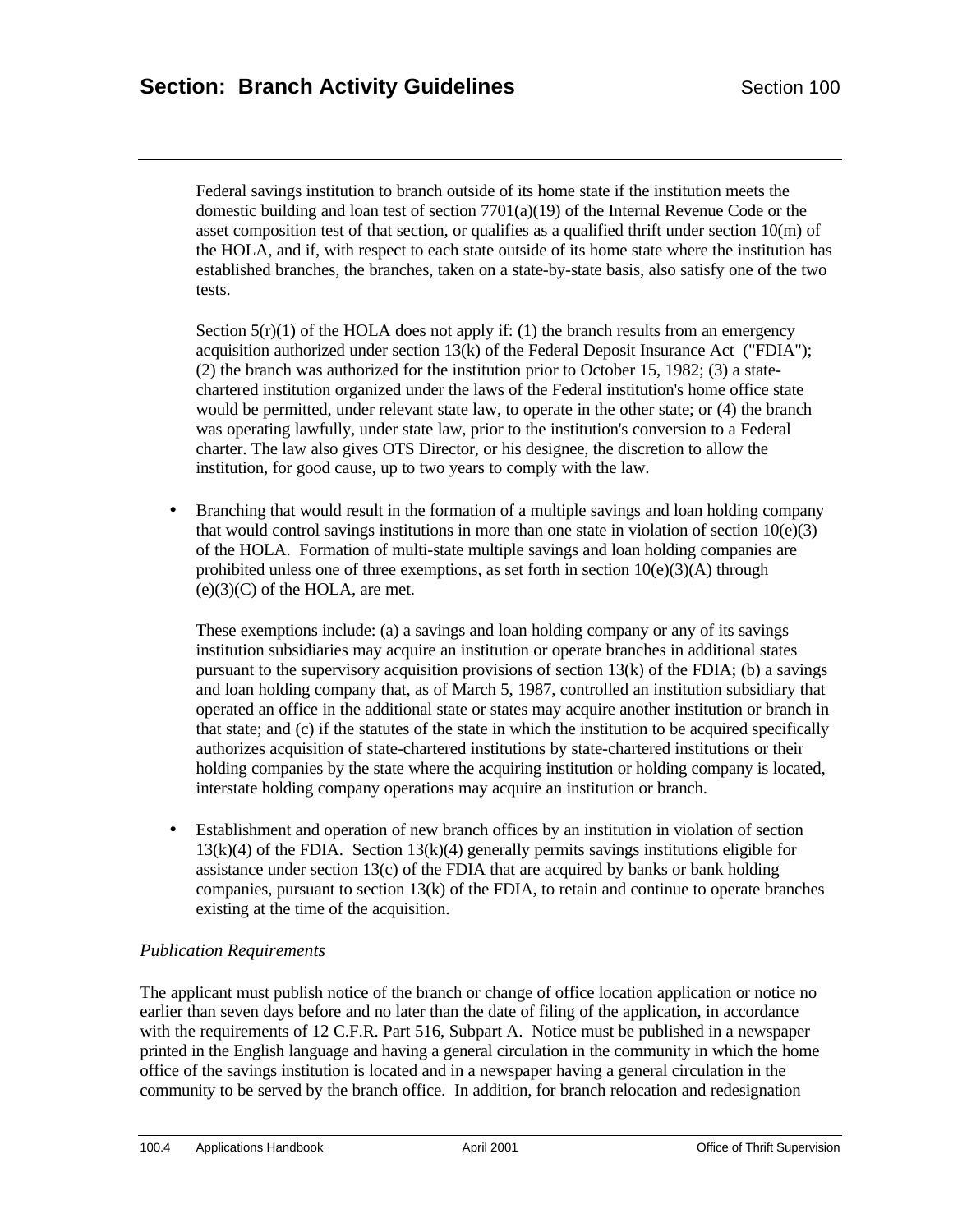Federal savings institution to branch outside of its home state if the institution meets the domestic building and loan test of section 7701(a)(19) of the Internal Revenue Code or the asset composition test of that section, or qualifies as a qualified thrift under section 10(m) of the HOLA, and if, with respect to each state outside of its home state where the institution has established branches, the branches, taken on a state-by-state basis, also satisfy one of the two tests.

Section 5(r)(1) of the HOLA does not apply if: (1) the branch results from an emergency acquisition authorized under section 13(k) of the Federal Deposit Insurance Act ("FDIA"); (2) the branch was authorized for the institution prior to October 15, 1982; (3) a state-chartered institution organized under the laws of the Federal institution's home office state would be permitted, under relevant state law, to operate in the other state; or (4) the branch was operating lawfully, under state law, prior to the institution's conversion to a Federal charter. The law also gives OTS Director, or his designee, the discretion to allow the institution, for good cause, up to two years to comply with the law.

- Branching that would result in the formation of a multiple savings and loan holding company that would control savings institutions in more than one state in violation of section 10(e)(3) of the HOLA. Formation of multi-state multiple savings and loan holding companies are prohibited unless one of three exemptions, as set forth in section 10(e)(3)(A) through (e)(3)(C) of the HOLA, are met.

  These exemptions include: (a) a savings and loan holding company or any of its savings institution subsidiaries may acquire an institution or operate branches in additional states pursuant to the supervisory acquisition provisions of section 13(k) of the FDIA; (b) a savings and loan holding company that, as of March 5, 1987, controlled an institution subsidiary that operated an office in the additional state or states may acquire another institution or branch in that state; and (c) if the statutes of the state in which the institution to be acquired specifically authorizes acquisition of state-chartered institutions by state-chartered institutions or their holding companies by the state where the acquiring institution or holding company is located, interstate holding company operations may acquire an institution or branch.

- Establishment and operation of new branch offices by an institution in violation of section 13(k)(4) of the FDIA. Section 13(k)(4) generally permits savings institutions eligible for assistance under section 13(c) of the FDIA that are acquired by banks or bank holding companies, pursuant to section 13(k) of the FDIA, to retain and continue to operate branches existing at the time of the acquisition.

*Publication Requirements*

The applicant must publish notice of the branch or change of office location application or notice no earlier than seven days before and no later than the date of filing of the application, in accordance with the requirements of 12 C.F.R. Part 516, Subpart A. Notice must be published in a newspaper printed in the English language and having a general circulation in the community in which the home office of the savings institution is located and in a newspaper having a general circulation in the community to be served by the branch office. In addition, for branch relocation and redesignation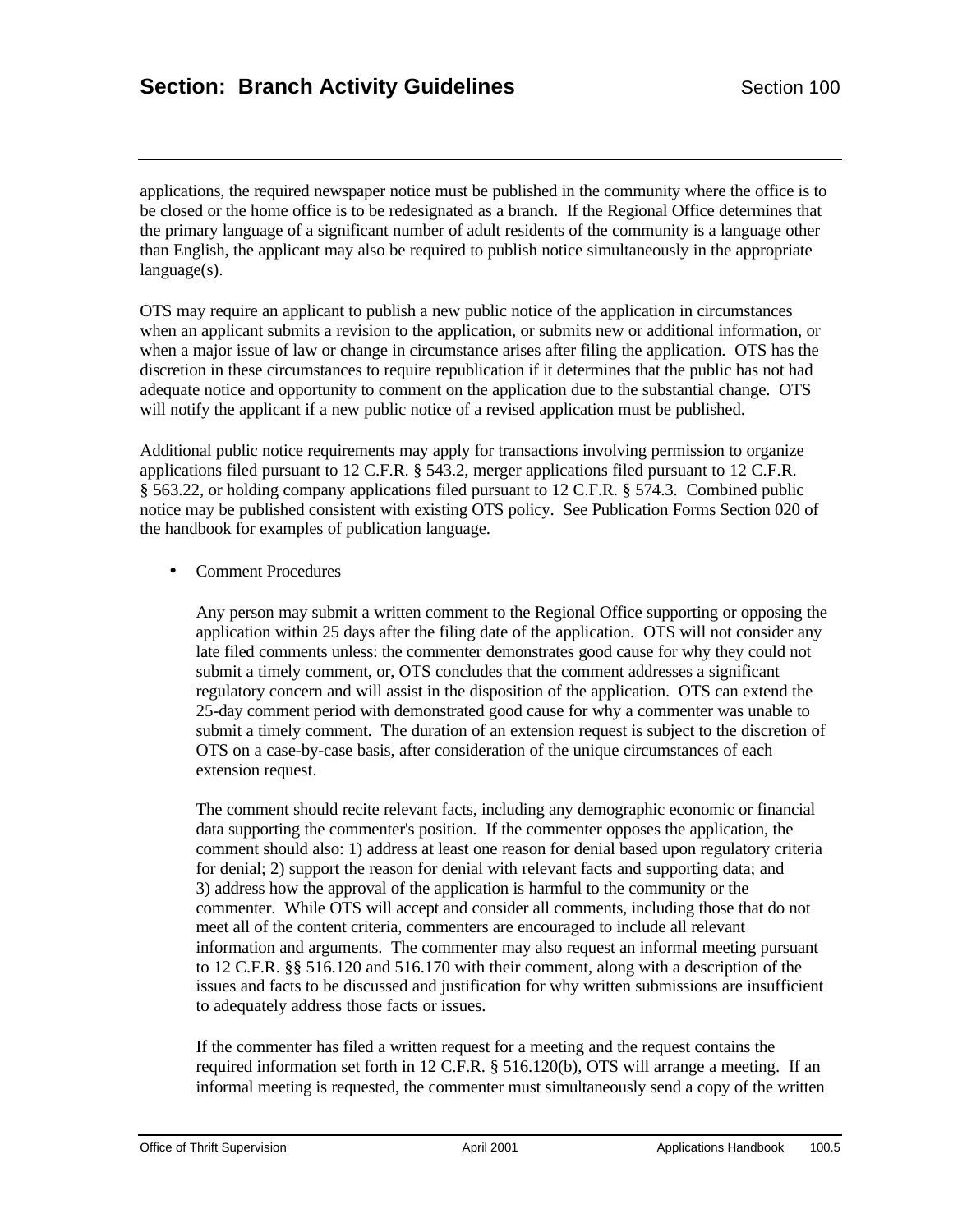applications, the required newspaper notice must be published in the community where the office is to be closed or the home office is to be redesignated as a branch. If the Regional Office determines that the primary language of a significant number of adult residents of the community is a language other than English, the applicant may also be required to publish notice simultaneously in the appropriate language(s).

OTS may require an applicant to publish a new public notice of the application in circumstances when an applicant submits a revision to the application, or submits new or additional information, or when a major issue of law or change in circumstance arises after filing the application. OTS has the discretion in these circumstances to require republication if it determines that the public has not had adequate notice and opportunity to comment on the application due to the substantial change. OTS will notify the applicant if a new public notice of a revised application must be published.

Additional public notice requirements may apply for transactions involving permission to organize applications filed pursuant to 12 C.F.R. § 543.2, merger applications filed pursuant to 12 C.F.R. § 563.22, or holding company applications filed pursuant to 12 C.F.R. § 574.3. Combined public notice may be published consistent with existing OTS policy. See Publication Forms Section 020 of the handbook for examples of publication language.

- Comment Procedures

  Any person may submit a written comment to the Regional Office supporting or opposing the application within 25 days after the filing date of the application. OTS will not consider any late filed comments unless: the commenter demonstrates good cause for why they could not submit a timely comment, or, OTS concludes that the comment addresses a significant regulatory concern and will assist in the disposition of the application. OTS can extend the 25-day comment period with demonstrated good cause for why a commenter was unable to submit a timely comment. The duration of an extension request is subject to the discretion of OTS on a case-by-case basis, after consideration of the unique circumstances of each extension request.

  The comment should recite relevant facts, including any demographic economic or financial data supporting the commenter's position. If the commenter opposes the application, the comment should also: 1) address at least one reason for denial based upon regulatory criteria for denial; 2) support the reason for denial with relevant facts and supporting data; and 3) address how the approval of the application is harmful to the community or the commenter. While OTS will accept and consider all comments, including those that do not meet all of the content criteria, commenters are encouraged to include all relevant information and arguments. The commenter may also request an informal meeting pursuant to 12 C.F.R. §§ 516.120 and 516.170 with their comment, along with a description of the issues and facts to be discussed and justification for why written submissions are insufficient to adequately address those facts or issues.

  If the commenter has filed a written request for a meeting and the request contains the required information set forth in 12 C.F.R. § 516.120(b), OTS will arrange a meeting. If an informal meeting is requested, the commenter must simultaneously send a copy of the written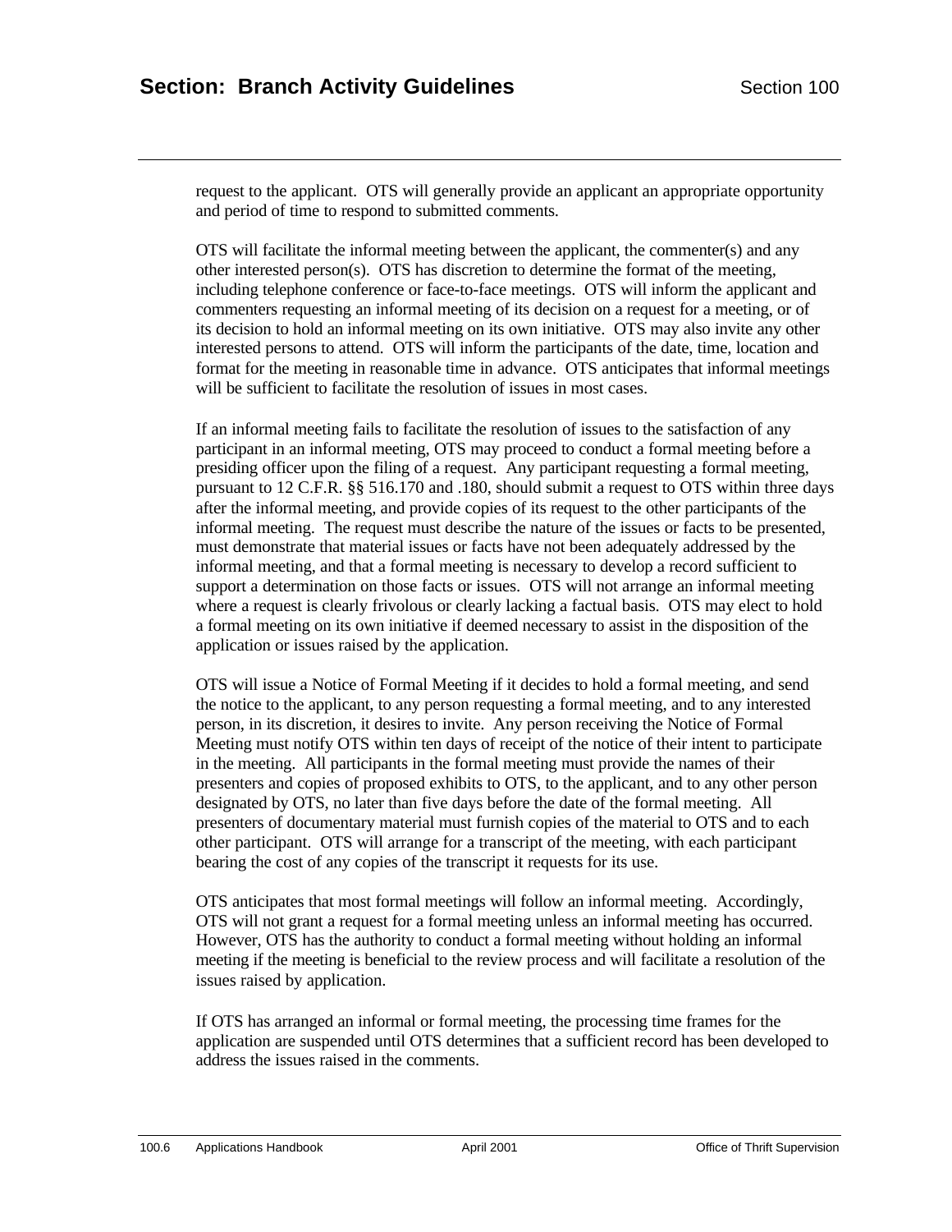request to the applicant. OTS will generally provide an applicant an appropriate opportunity and period of time to respond to submitted comments.

OTS will facilitate the informal meeting between the applicant, the commenter(s) and any other interested person(s). OTS has discretion to determine the format of the meeting, including telephone conference or face-to-face meetings. OTS will inform the applicant and commenters requesting an informal meeting of its decision on a request for a meeting, or of its decision to hold an informal meeting on its own initiative. OTS may also invite any other interested persons to attend. OTS will inform the participants of the date, time, location and format for the meeting in reasonable time in advance. OTS anticipates that informal meetings will be sufficient to facilitate the resolution of issues in most cases.

If an informal meeting fails to facilitate the resolution of issues to the satisfaction of any participant in an informal meeting, OTS may proceed to conduct a formal meeting before a presiding officer upon the filing of a request. Any participant requesting a formal meeting, pursuant to 12 C.F.R. §§ 516.170 and .180, should submit a request to OTS within three days after the informal meeting, and provide copies of its request to the other participants of the informal meeting. The request must describe the nature of the issues or facts to be presented, must demonstrate that material issues or facts have not been adequately addressed by the informal meeting, and that a formal meeting is necessary to develop a record sufficient to support a determination on those facts or issues. OTS will not arrange an informal meeting where a request is clearly frivolous or clearly lacking a factual basis. OTS may elect to hold a formal meeting on its own initiative if deemed necessary to assist in the disposition of the application or issues raised by the application.

OTS will issue a Notice of Formal Meeting if it decides to hold a formal meeting, and send the notice to the applicant, to any person requesting a formal meeting, and to any interested person, in its discretion, it desires to invite. Any person receiving the Notice of Formal Meeting must notify OTS within ten days of receipt of the notice of their intent to participate in the meeting. All participants in the formal meeting must provide the names of their presenters and copies of proposed exhibits to OTS, to the applicant, and to any other person designated by OTS, no later than five days before the date of the formal meeting. All presenters of documentary material must furnish copies of the material to OTS and to each other participant. OTS will arrange for a transcript of the meeting, with each participant bearing the cost of any copies of the transcript it requests for its use.

OTS anticipates that most formal meetings will follow an informal meeting. Accordingly, OTS will not grant a request for a formal meeting unless an informal meeting has occurred. However, OTS has the authority to conduct a formal meeting without holding an informal meeting if the meeting is beneficial to the review process and will facilitate a resolution of the issues raised by application.

If OTS has arranged an informal or formal meeting, the processing time frames for the application are suspended until OTS determines that a sufficient record has been developed to address the issues raised in the comments.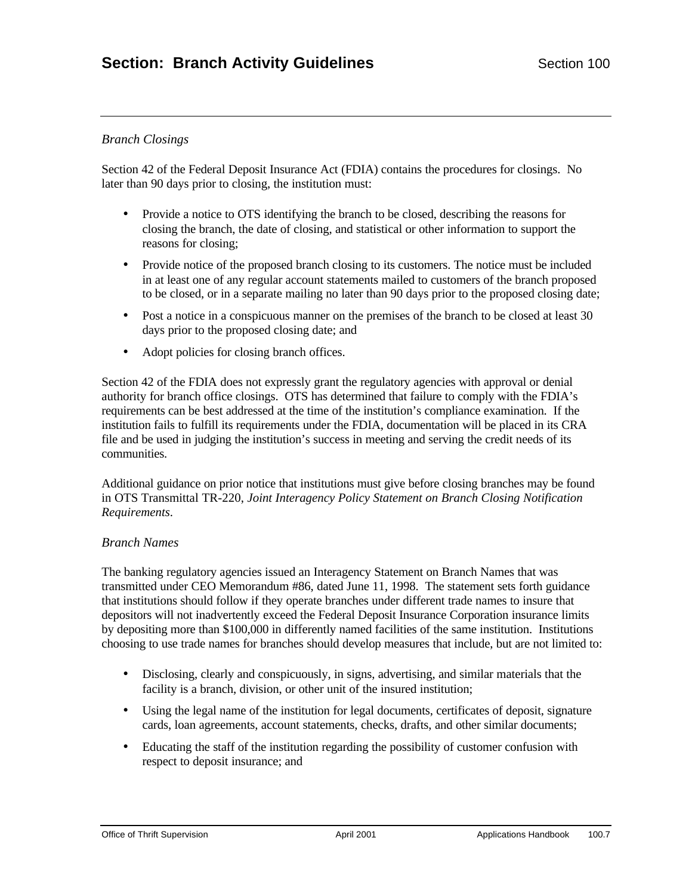*Branch Closings*

Section 42 of the Federal Deposit Insurance Act (FDIA) contains the procedures for closings. No later than 90 days prior to closing, the institution must:

- Provide a notice to OTS identifying the branch to be closed, describing the reasons for closing the branch, the date of closing, and statistical or other information to support the reasons for closing;
- Provide notice of the proposed branch closing to its customers. The notice must be included in at least one of any regular account statements mailed to customers of the branch proposed to be closed, or in a separate mailing no later than 90 days prior to the proposed closing date;
- Post a notice in a conspicuous manner on the premises of the branch to be closed at least 30 days prior to the proposed closing date; and
- Adopt policies for closing branch offices.

Section 42 of the FDIA does not expressly grant the regulatory agencies with approval or denial authority for branch office closings. OTS has determined that failure to comply with the FDIA's requirements can be best addressed at the time of the institution's compliance examination. If the institution fails to fulfill its requirements under the FDIA, documentation will be placed in its CRA file and be used in judging the institution's success in meeting and serving the credit needs of its communities.

Additional guidance on prior notice that institutions must give before closing branches may be found in OTS Transmittal TR-220, *Joint Interagency Policy Statement on Branch Closing Notification Requirements*.

*Branch Names*

The banking regulatory agencies issued an Interagency Statement on Branch Names that was transmitted under CEO Memorandum #86, dated June 11, 1998. The statement sets forth guidance that institutions should follow if they operate branches under different trade names to insure that depositors will not inadvertently exceed the Federal Deposit Insurance Corporation insurance limits by depositing more than $100,000 in differently named facilities of the same institution. Institutions choosing to use trade names for branches should develop measures that include, but are not limited to:

- Disclosing, clearly and conspicuously, in signs, advertising, and similar materials that the facility is a branch, division, or other unit of the insured institution;
- Using the legal name of the institution for legal documents, certificates of deposit, signature cards, loan agreements, account statements, checks, drafts, and other similar documents;
- Educating the staff of the institution regarding the possibility of customer confusion with respect to deposit insurance; and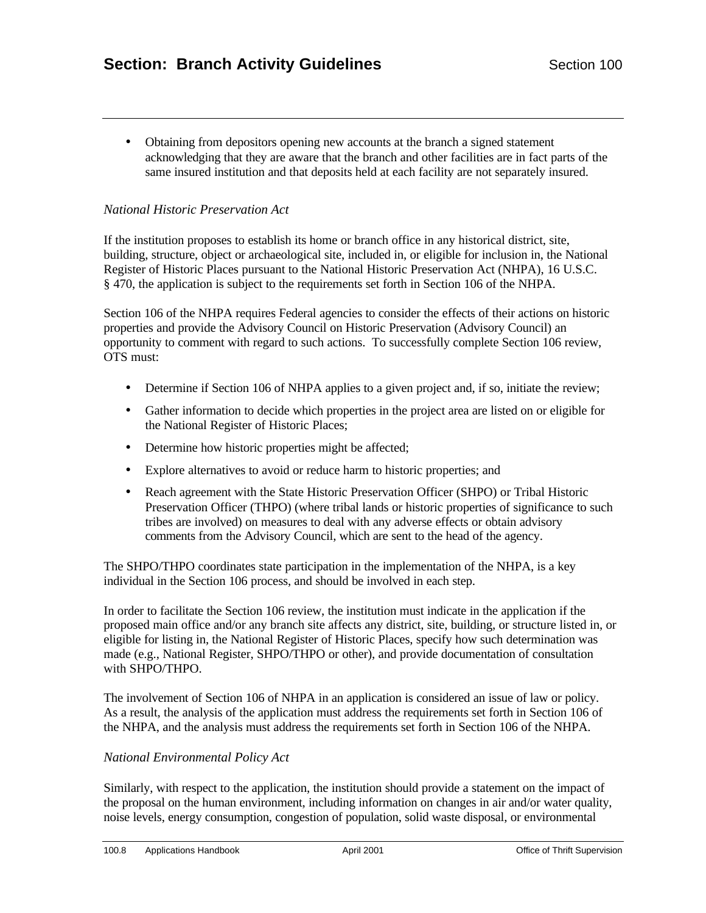- Obtaining from depositors opening new accounts at the branch a signed statement acknowledging that they are aware that the branch and other facilities are in fact parts of the same insured institution and that deposits held at each facility are not separately insured.

*National Historic Preservation Act*

If the institution proposes to establish its home or branch office in any historical district, site, building, structure, object or archaeological site, included in, or eligible for inclusion in, the National Register of Historic Places pursuant to the National Historic Preservation Act (NHPA), 16 U.S.C. § 470, the application is subject to the requirements set forth in Section 106 of the NHPA.

Section 106 of the NHPA requires Federal agencies to consider the effects of their actions on historic properties and provide the Advisory Council on Historic Preservation (Advisory Council) an opportunity to comment with regard to such actions. To successfully complete Section 106 review, OTS must:

- Determine if Section 106 of NHPA applies to a given project and, if so, initiate the review;
- Gather information to decide which properties in the project area are listed on or eligible for the National Register of Historic Places;
- Determine how historic properties might be affected;
- Explore alternatives to avoid or reduce harm to historic properties; and
- Reach agreement with the State Historic Preservation Officer (SHPO) or Tribal Historic Preservation Officer (THPO) (where tribal lands or historic properties of significance to such tribes are involved) on measures to deal with any adverse effects or obtain advisory comments from the Advisory Council, which are sent to the head of the agency.

The SHPO/THPO coordinates state participation in the implementation of the NHPA, is a key individual in the Section 106 process, and should be involved in each step.

In order to facilitate the Section 106 review, the institution must indicate in the application if the proposed main office and/or any branch site affects any district, site, building, or structure listed in, or eligible for listing in, the National Register of Historic Places, specify how such determination was made (e.g., National Register, SHPO/THPO or other), and provide documentation of consultation with SHPO/THPO.

The involvement of Section 106 of NHPA in an application is considered an issue of law or policy. As a result, the analysis of the application must address the requirements set forth in Section 106 of the NHPA, and the analysis must address the requirements set forth in Section 106 of the NHPA.

*National Environmental Policy Act*

Similarly, with respect to the application, the institution should provide a statement on the impact of the proposal on the human environment, including information on changes in air and/or water quality, noise levels, energy consumption, congestion of population, solid waste disposal, or environmental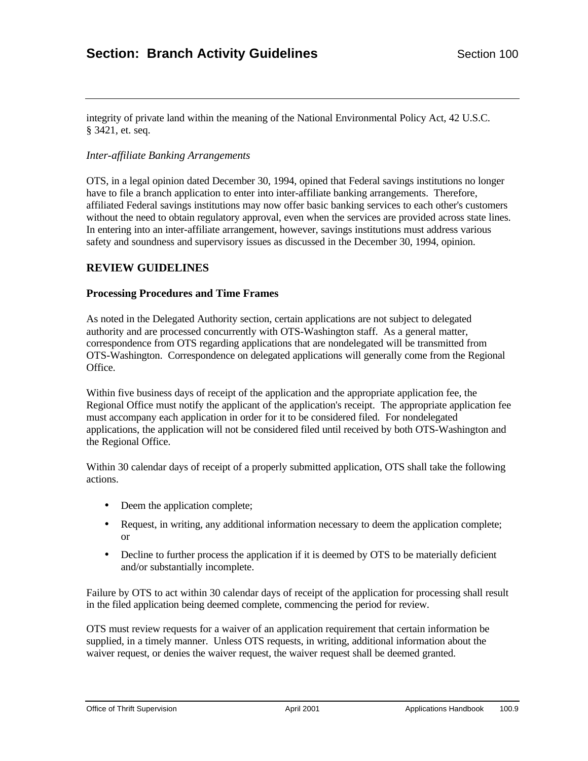integrity of private land within the meaning of the National Environmental Policy Act, 42 U.S.C. § 3421, et. seq.

*Inter-affiliate Banking Arrangements*

OTS, in a legal opinion dated December 30, 1994, opined that Federal savings institutions no longer have to file a branch application to enter into inter-affiliate banking arrangements. Therefore, affiliated Federal savings institutions may now offer basic banking services to each other's customers without the need to obtain regulatory approval, even when the services are provided across state lines. In entering into an inter-affiliate arrangement, however, savings institutions must address various safety and soundness and supervisory issues as discussed in the December 30, 1994, opinion.

## REVIEW GUIDELINES

### Processing Procedures and Time Frames

As noted in the Delegated Authority section, certain applications are not subject to delegated authority and are processed concurrently with OTS-Washington staff. As a general matter, correspondence from OTS regarding applications that are nondelegated will be transmitted from OTS-Washington. Correspondence on delegated applications will generally come from the Regional Office.

Within five business days of receipt of the application and the appropriate application fee, the Regional Office must notify the applicant of the application's receipt. The appropriate application fee must accompany each application in order for it to be considered filed. For nondelegated applications, the application will not be considered filed until received by both OTS-Washington and the Regional Office.

Within 30 calendar days of receipt of a properly submitted application, OTS shall take the following actions.

- Deem the application complete;
- Request, in writing, any additional information necessary to deem the application complete; or
- Decline to further process the application if it is deemed by OTS to be materially deficient and/or substantially incomplete.

Failure by OTS to act within 30 calendar days of receipt of the application for processing shall result in the filed application being deemed complete, commencing the period for review.

OTS must review requests for a waiver of an application requirement that certain information be supplied, in a timely manner. Unless OTS requests, in writing, additional information about the waiver request, or denies the waiver request, the waiver request shall be deemed granted.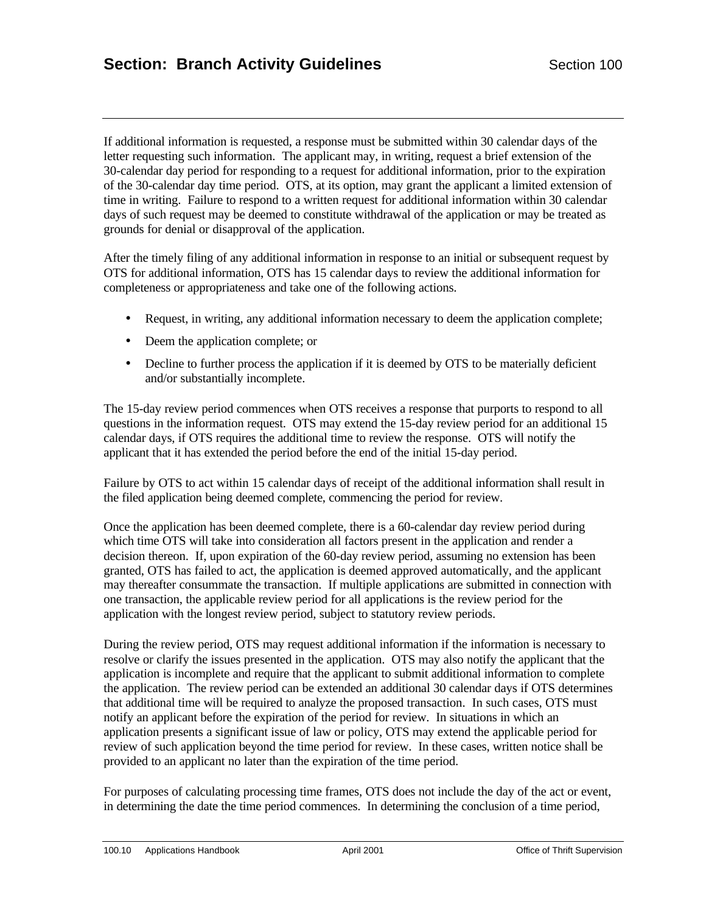If additional information is requested, a response must be submitted within 30 calendar days of the letter requesting such information. The applicant may, in writing, request a brief extension of the 30-calendar day period for responding to a request for additional information, prior to the expiration of the 30-calendar day time period. OTS, at its option, may grant the applicant a limited extension of time in writing. Failure to respond to a written request for additional information within 30 calendar days of such request may be deemed to constitute withdrawal of the application or may be treated as grounds for denial or disapproval of the application.

After the timely filing of any additional information in response to an initial or subsequent request by OTS for additional information, OTS has 15 calendar days to review the additional information for completeness or appropriateness and take one of the following actions.

- Request, in writing, any additional information necessary to deem the application complete;
- Deem the application complete; or
- Decline to further process the application if it is deemed by OTS to be materially deficient and/or substantially incomplete.

The 15-day review period commences when OTS receives a response that purports to respond to all questions in the information request. OTS may extend the 15-day review period for an additional 15 calendar days, if OTS requires the additional time to review the response. OTS will notify the applicant that it has extended the period before the end of the initial 15-day period.

Failure by OTS to act within 15 calendar days of receipt of the additional information shall result in the filed application being deemed complete, commencing the period for review.

Once the application has been deemed complete, there is a 60-calendar day review period during which time OTS will take into consideration all factors present in the application and render a decision thereon. If, upon expiration of the 60-day review period, assuming no extension has been granted, OTS has failed to act, the application is deemed approved automatically, and the applicant may thereafter consummate the transaction. If multiple applications are submitted in connection with one transaction, the applicable review period for all applications is the review period for the application with the longest review period, subject to statutory review periods.

During the review period, OTS may request additional information if the information is necessary to resolve or clarify the issues presented in the application. OTS may also notify the applicant that the application is incomplete and require that the applicant to submit additional information to complete the application. The review period can be extended an additional 30 calendar days if OTS determines that additional time will be required to analyze the proposed transaction. In such cases, OTS must notify an applicant before the expiration of the period for review. In situations in which an application presents a significant issue of law or policy, OTS may extend the applicable period for review of such application beyond the time period for review. In these cases, written notice shall be provided to an applicant no later than the expiration of the time period.

For purposes of calculating processing time frames, OTS does not include the day of the act or event, in determining the date the time period commences. In determining the conclusion of a time period,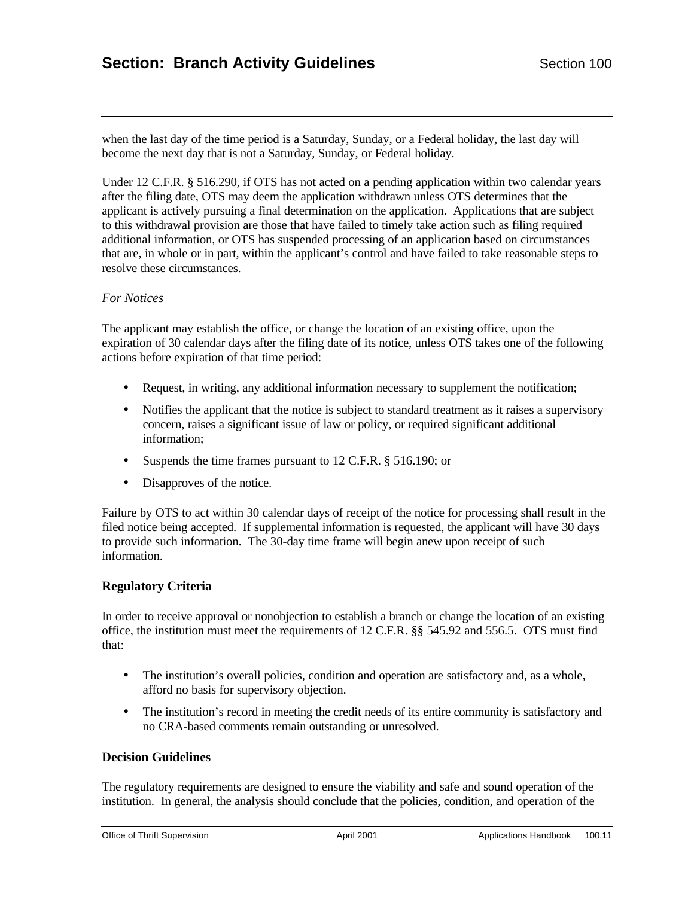when the last day of the time period is a Saturday, Sunday, or a Federal holiday, the last day will become the next day that is not a Saturday, Sunday, or Federal holiday.

Under 12 C.F.R. § 516.290, if OTS has not acted on a pending application within two calendar years after the filing date, OTS may deem the application withdrawn unless OTS determines that the applicant is actively pursuing a final determination on the application. Applications that are subject to this withdrawal provision are those that have failed to timely take action such as filing required additional information, or OTS has suspended processing of an application based on circumstances that are, in whole or in part, within the applicant's control and have failed to take reasonable steps to resolve these circumstances.

*For Notices*

The applicant may establish the office, or change the location of an existing office, upon the expiration of 30 calendar days after the filing date of its notice, unless OTS takes one of the following actions before expiration of that time period:

- Request, in writing, any additional information necessary to supplement the notification;
- Notifies the applicant that the notice is subject to standard treatment as it raises a supervisory concern, raises a significant issue of law or policy, or required significant additional information;
- Suspends the time frames pursuant to 12 C.F.R. § 516.190; or
- Disapproves of the notice.

Failure by OTS to act within 30 calendar days of receipt of the notice for processing shall result in the filed notice being accepted. If supplemental information is requested, the applicant will have 30 days to provide such information. The 30-day time frame will begin anew upon receipt of such information.

**Regulatory Criteria**

In order to receive approval or nonobjection to establish a branch or change the location of an existing office, the institution must meet the requirements of 12 C.F.R. §§ 545.92 and 556.5. OTS must find that:

- The institution's overall policies, condition and operation are satisfactory and, as a whole, afford no basis for supervisory objection.
- The institution's record in meeting the credit needs of its entire community is satisfactory and no CRA-based comments remain outstanding or unresolved.

**Decision Guidelines**

The regulatory requirements are designed to ensure the viability and safe and sound operation of the institution. In general, the analysis should conclude that the policies, condition, and operation of the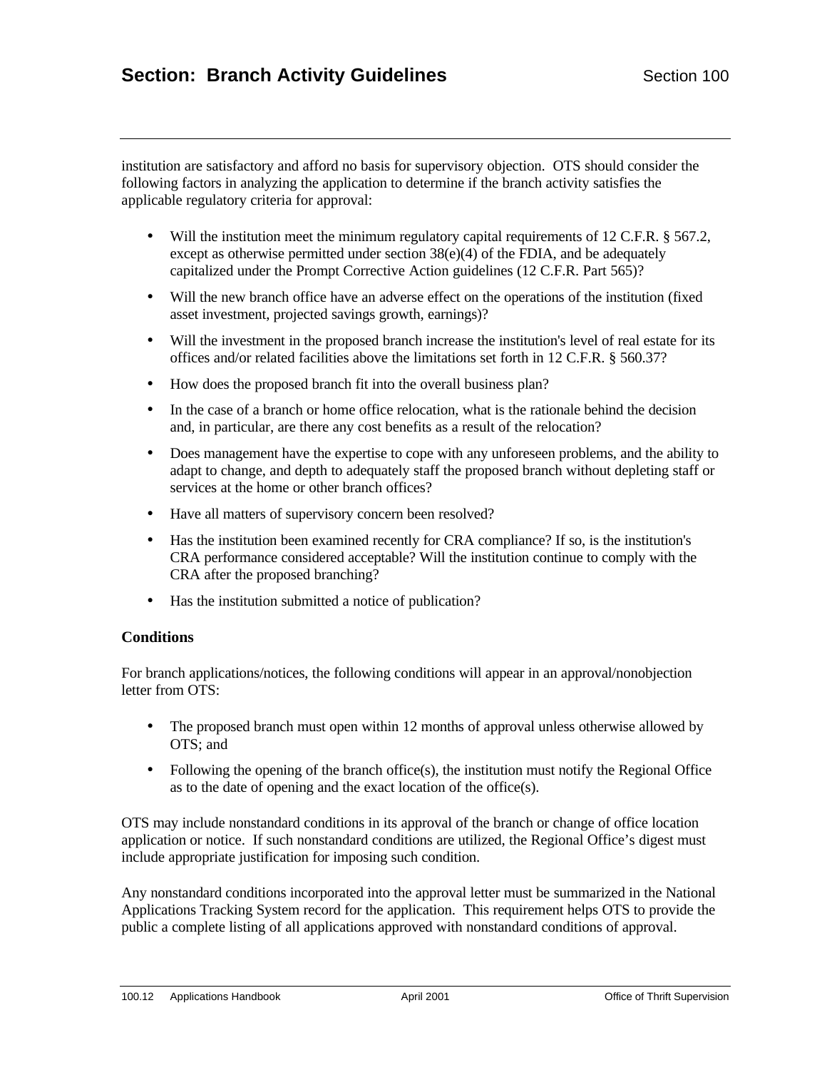institution are satisfactory and afford no basis for supervisory objection. OTS should consider the following factors in analyzing the application to determine if the branch activity satisfies the applicable regulatory criteria for approval:

- Will the institution meet the minimum regulatory capital requirements of 12 C.F.R. § 567.2, except as otherwise permitted under section 38(e)(4) of the FDIA, and be adequately capitalized under the Prompt Corrective Action guidelines (12 C.F.R. Part 565)?
- Will the new branch office have an adverse effect on the operations of the institution (fixed asset investment, projected savings growth, earnings)?
- Will the investment in the proposed branch increase the institution's level of real estate for its offices and/or related facilities above the limitations set forth in 12 C.F.R. § 560.37?
- How does the proposed branch fit into the overall business plan?
- In the case of a branch or home office relocation, what is the rationale behind the decision and, in particular, are there any cost benefits as a result of the relocation?
- Does management have the expertise to cope with any unforeseen problems, and the ability to adapt to change, and depth to adequately staff the proposed branch without depleting staff or services at the home or other branch offices?
- Have all matters of supervisory concern been resolved?
- Has the institution been examined recently for CRA compliance? If so, is the institution's CRA performance considered acceptable? Will the institution continue to comply with the CRA after the proposed branching?
- Has the institution submitted a notice of publication?

**Conditions**

For branch applications/notices, the following conditions will appear in an approval/nonobjection letter from OTS:

- The proposed branch must open within 12 months of approval unless otherwise allowed by OTS; and
- Following the opening of the branch office(s), the institution must notify the Regional Office as to the date of opening and the exact location of the office(s).

OTS may include nonstandard conditions in its approval of the branch or change of office location application or notice. If such nonstandard conditions are utilized, the Regional Office's digest must include appropriate justification for imposing such condition.

Any nonstandard conditions incorporated into the approval letter must be summarized in the National Applications Tracking System record for the application. This requirement helps OTS to provide the public a complete listing of all applications approved with nonstandard conditions of approval.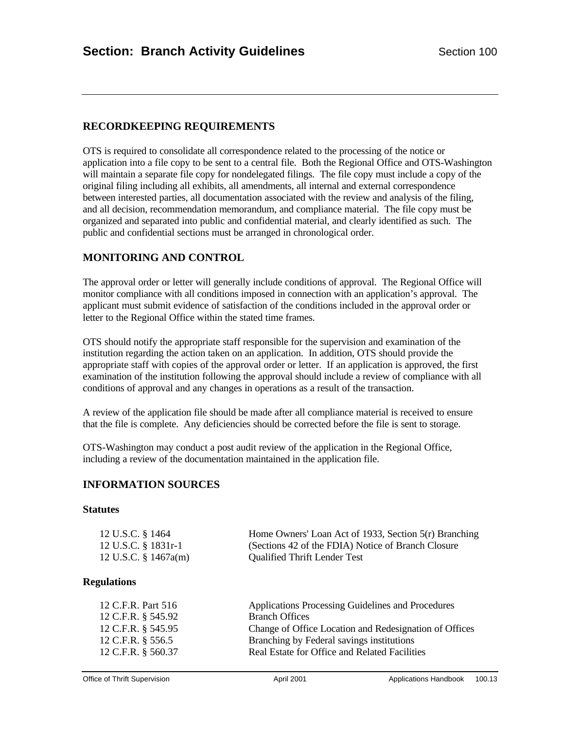## RECORDKEEPING REQUIREMENTS

OTS is required to consolidate all correspondence related to the processing of the notice or application into a file copy to be sent to a central file. Both the Regional Office and OTS-Washington will maintain a separate file copy for nondelegated filings. The file copy must include a copy of the original filing including all exhibits, all amendments, all internal and external correspondence between interested parties, all documentation associated with the review and analysis of the filing, and all decision, recommendation memorandum, and compliance material. The file copy must be organized and separated into public and confidential material, and clearly identified as such. The public and confidential sections must be arranged in chronological order.

## MONITORING AND CONTROL

The approval order or letter will generally include conditions of approval. The Regional Office will monitor compliance with all conditions imposed in connection with an application's approval. The applicant must submit evidence of satisfaction of the conditions included in the approval order or letter to the Regional Office within the stated time frames.

OTS should notify the appropriate staff responsible for the supervision and examination of the institution regarding the action taken on an application. In addition, OTS should provide the appropriate staff with copies of the approval order or letter. If an application is approved, the first examination of the institution following the approval should include a review of compliance with all conditions of approval and any changes in operations as a result of the transaction.

A review of the application file should be made after all compliance material is received to ensure that the file is complete. Any deficiencies should be corrected before the file is sent to storage.

OTS-Washington may conduct a post audit review of the application in the Regional Office, including a review of the documentation maintained in the application file.

## INFORMATION SOURCES

### Statutes

| | |
|---|---|
| 12 U.S.C. § 1464 | Home Owners' Loan Act of 1933, Section 5(r) Branching |
| 12 U.S.C. § 1831r-1 | (Sections 42 of the FDIA) Notice of Branch Closure |
| 12 U.S.C. § 1467a(m) | Qualified Thrift Lender Test |

### Regulations

| | |
|---|---|
| 12 C.F.R. Part 516 | Applications Processing Guidelines and Procedures |
| 12 C.F.R. § 545.92 | Branch Offices |
| 12 C.F.R. § 545.95 | Change of Office Location and Redesignation of Offices |
| 12 C.F.R. § 556.5 | Branching by Federal savings institutions |
| 12 C.F.R. § 560.37 | Real Estate for Office and Related Facilities |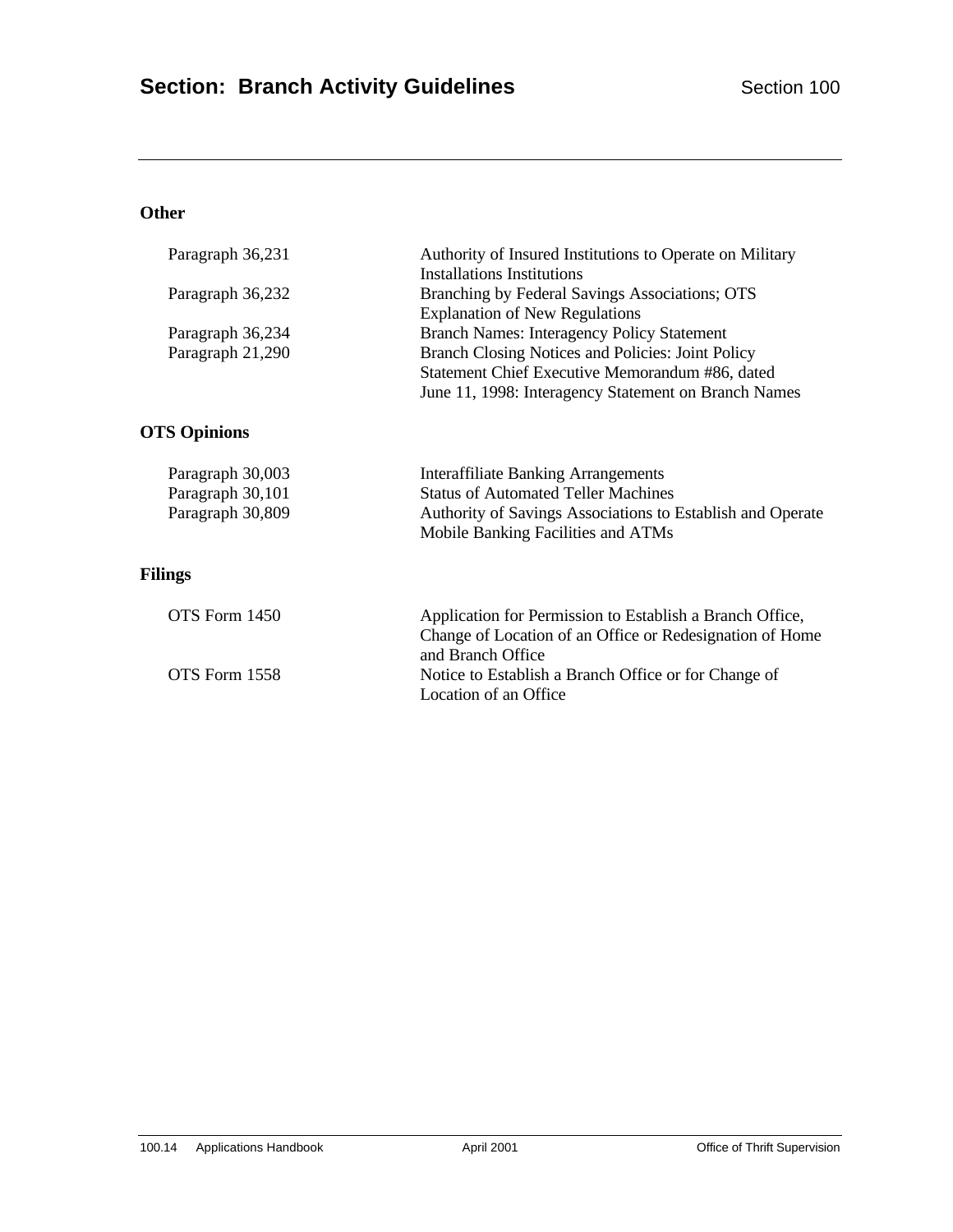### Other

| | |
|---|---|
| Paragraph 36,231 | Authority of Insured Institutions to Operate on Military Installations Institutions |
| Paragraph 36,232 | Branching by Federal Savings Associations; OTS Explanation of New Regulations |
| Paragraph 36,234 | Branch Names: Interagency Policy Statement |
| Paragraph 21,290 | Branch Closing Notices and Policies: Joint Policy Statement Chief Executive Memorandum #86, dated June 11, 1998: Interagency Statement on Branch Names |

### OTS Opinions

| | |
|---|---|
| Paragraph 30,003 | Interaffiliate Banking Arrangements |
| Paragraph 30,101 | Status of Automated Teller Machines |
| Paragraph 30,809 | Authority of Savings Associations to Establish and Operate Mobile Banking Facilities and ATMs |

### Filings

| | |
|---|---|
| OTS Form 1450 | Application for Permission to Establish a Branch Office, Change of Location of an Office or Redesignation of Home and Branch Office |
| OTS Form 1558 | Notice to Establish a Branch Office or for Change of Location of an Office |